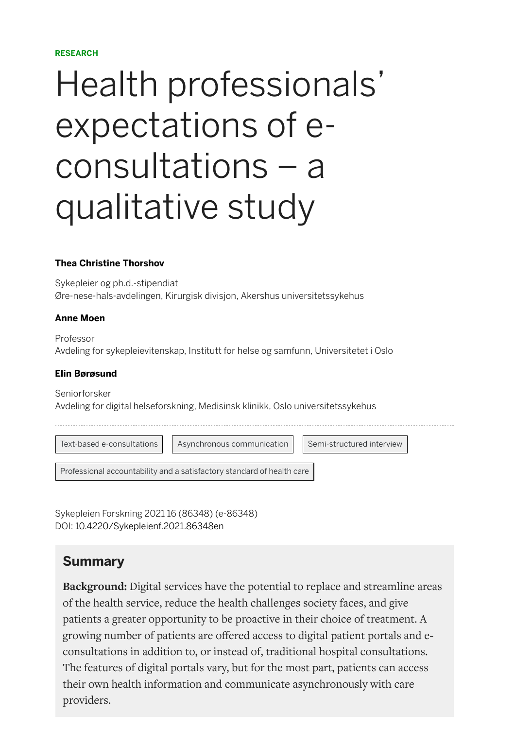RESEARCH

# Health professionals' expectations of e-consultations – a qualitative study

**Thea Christine Thorshov**

Sykepleier og ph.d.-stipendiat
Øre-nese-hals-avdelingen, Kirurgisk divisjon, Akershus universitetssykehus

**Anne Moen**

Professor
Avdeling for sykepleievitenskap, Institutt for helse og samfunn, Universitetet i Oslo

**Elin Børøsund**

Seniorforsker
Avdeling for digital helseforskning, Medisinsk klinikk, Oslo universitetssykehus

Text-based e-consultations | Asynchronous communication | Semi-structured interview | Professional accountability and a satisfactory standard of health care

Sykepleien Forskning 2021 16 (86348) (e-86348)
DOI: 10.4220/Sykepleienf.2021.86348en

## Summary

**Background:** Digital services have the potential to replace and streamline areas of the health service, reduce the health challenges society faces, and give patients a greater opportunity to be proactive in their choice of treatment. A growing number of patients are offered access to digital patient portals and e-consultations in addition to, or instead of, traditional hospital consultations. The features of digital portals vary, but for the most part, patients can access their own health information and communicate asynchronously with care providers.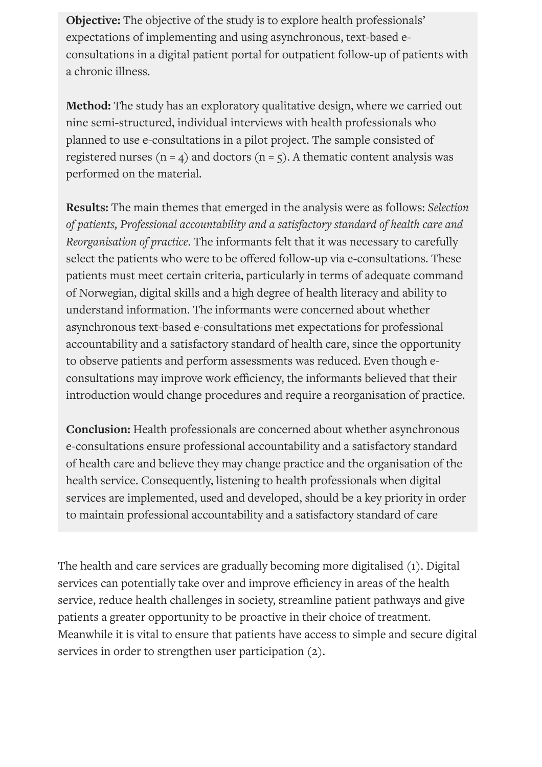**Objective:** The objective of the study is to explore health professionals' expectations of implementing and using asynchronous, text-based e-consultations in a digital patient portal for outpatient follow-up of patients with a chronic illness.

**Method:** The study has an exploratory qualitative design, where we carried out nine semi-structured, individual interviews with health professionals who planned to use e-consultations in a pilot project. The sample consisted of registered nurses (n = 4) and doctors (n = 5). A thematic content analysis was performed on the material.

**Results:** The main themes that emerged in the analysis were as follows: *Selection of patients, Professional accountability and a satisfactory standard of health care and Reorganisation of practice*. The informants felt that it was necessary to carefully select the patients who were to be offered follow-up via e-consultations. These patients must meet certain criteria, particularly in terms of adequate command of Norwegian, digital skills and a high degree of health literacy and ability to understand information. The informants were concerned about whether asynchronous text-based e-consultations met expectations for professional accountability and a satisfactory standard of health care, since the opportunity to observe patients and perform assessments was reduced. Even though e-consultations may improve work efficiency, the informants believed that their introduction would change procedures and require a reorganisation of practice.

**Conclusion:** Health professionals are concerned about whether asynchronous e-consultations ensure professional accountability and a satisfactory standard of health care and believe they may change practice and the organisation of the health service. Consequently, listening to health professionals when digital services are implemented, used and developed, should be a key priority in order to maintain professional accountability and a satisfactory standard of care

The health and care services are gradually becoming more digitalised (1). Digital services can potentially take over and improve efficiency in areas of the health service, reduce health challenges in society, streamline patient pathways and give patients a greater opportunity to be proactive in their choice of treatment. Meanwhile it is vital to ensure that patients have access to simple and secure digital services in order to strengthen user participation (2).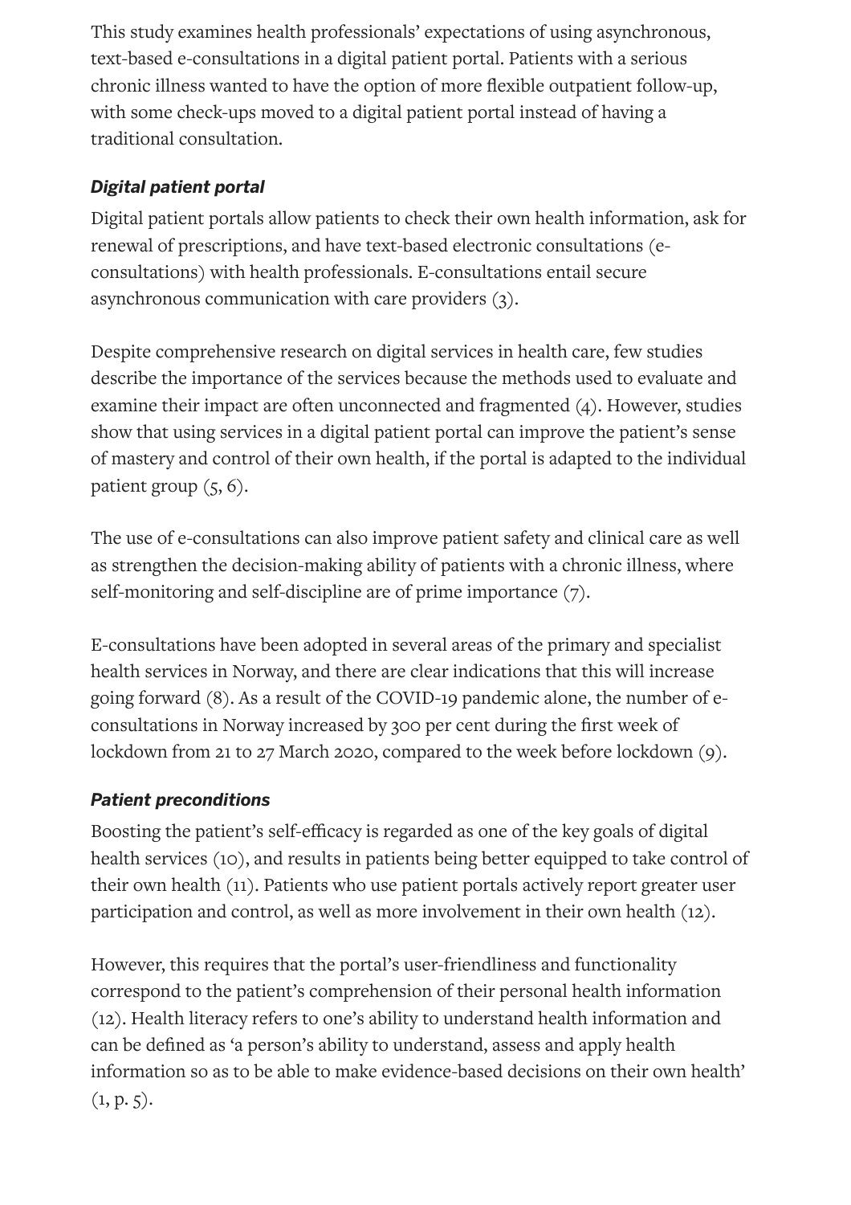This study examines health professionals' expectations of using asynchronous, text-based e-consultations in a digital patient portal. Patients with a serious chronic illness wanted to have the option of more flexible outpatient follow-up, with some check-ups moved to a digital patient portal instead of having a traditional consultation.

### *Digital patient portal*

Digital patient portals allow patients to check their own health information, ask for renewal of prescriptions, and have text-based electronic consultations (e-consultations) with health professionals. E-consultations entail secure asynchronous communication with care providers (3).

Despite comprehensive research on digital services in health care, few studies describe the importance of the services because the methods used to evaluate and examine their impact are often unconnected and fragmented (4). However, studies show that using services in a digital patient portal can improve the patient's sense of mastery and control of their own health, if the portal is adapted to the individual patient group (5, 6).

The use of e-consultations can also improve patient safety and clinical care as well as strengthen the decision-making ability of patients with a chronic illness, where self-monitoring and self-discipline are of prime importance (7).

E-consultations have been adopted in several areas of the primary and specialist health services in Norway, and there are clear indications that this will increase going forward (8). As a result of the COVID-19 pandemic alone, the number of e-consultations in Norway increased by 300 per cent during the first week of lockdown from 21 to 27 March 2020, compared to the week before lockdown (9).

### *Patient preconditions*

Boosting the patient's self-efficacy is regarded as one of the key goals of digital health services (10), and results in patients being better equipped to take control of their own health (11). Patients who use patient portals actively report greater user participation and control, as well as more involvement in their own health (12).

However, this requires that the portal's user-friendliness and functionality correspond to the patient's comprehension of their personal health information (12). Health literacy refers to one's ability to understand health information and can be defined as 'a person's ability to understand, assess and apply health information so as to be able to make evidence-based decisions on their own health' (1, p. 5).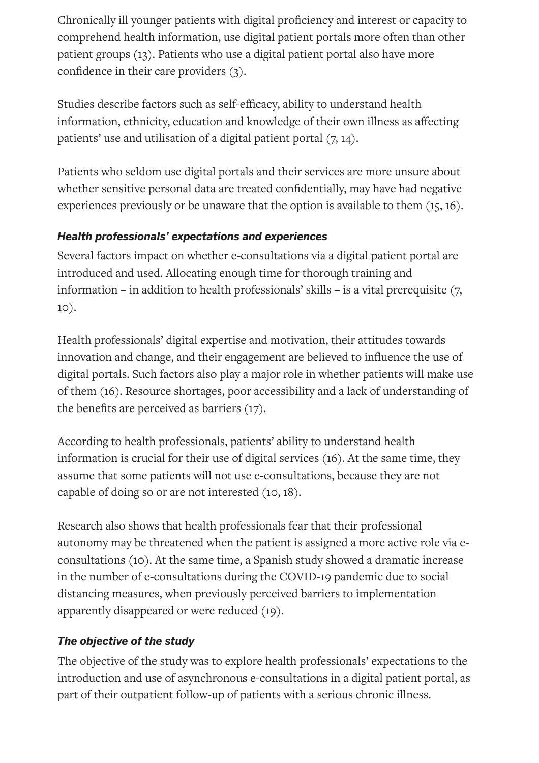Chronically ill younger patients with digital proficiency and interest or capacity to comprehend health information, use digital patient portals more often than other patient groups (13). Patients who use a digital patient portal also have more confidence in their care providers (3).

Studies describe factors such as self-efficacy, ability to understand health information, ethnicity, education and knowledge of their own illness as affecting patients' use and utilisation of a digital patient portal (7, 14).

Patients who seldom use digital portals and their services are more unsure about whether sensitive personal data are treated confidentially, may have had negative experiences previously or be unaware that the option is available to them (15, 16).

### *Health professionals' expectations and experiences*

Several factors impact on whether e-consultations via a digital patient portal are introduced and used. Allocating enough time for thorough training and information – in addition to health professionals' skills – is a vital prerequisite (7, 10).

Health professionals' digital expertise and motivation, their attitudes towards innovation and change, and their engagement are believed to influence the use of digital portals. Such factors also play a major role in whether patients will make use of them (16). Resource shortages, poor accessibility and a lack of understanding of the benefits are perceived as barriers (17).

According to health professionals, patients' ability to understand health information is crucial for their use of digital services (16). At the same time, they assume that some patients will not use e-consultations, because they are not capable of doing so or are not interested (10, 18).

Research also shows that health professionals fear that their professional autonomy may be threatened when the patient is assigned a more active role via e-consultations (10). At the same time, a Spanish study showed a dramatic increase in the number of e-consultations during the COVID-19 pandemic due to social distancing measures, when previously perceived barriers to implementation apparently disappeared or were reduced (19).

### *The objective of the study*

The objective of the study was to explore health professionals' expectations to the introduction and use of asynchronous e-consultations in a digital patient portal, as part of their outpatient follow-up of patients with a serious chronic illness.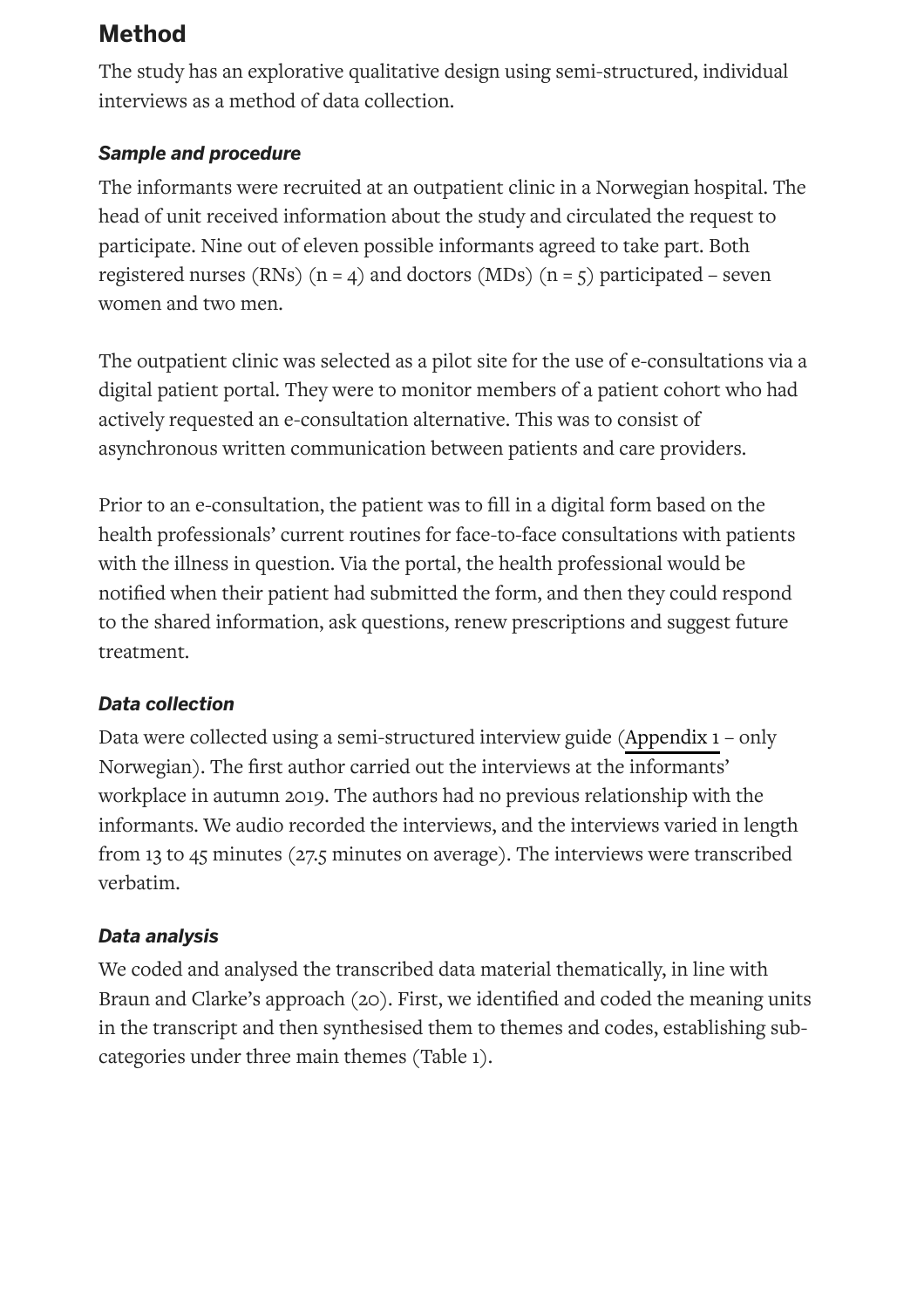## Method

The study has an explorative qualitative design using semi-structured, individual interviews as a method of data collection.

### *Sample and procedure*

The informants were recruited at an outpatient clinic in a Norwegian hospital. The head of unit received information about the study and circulated the request to participate. Nine out of eleven possible informants agreed to take part. Both registered nurses (RNs) (n = 4) and doctors (MDs) (n = 5) participated – seven women and two men.

The outpatient clinic was selected as a pilot site for the use of e-consultations via a digital patient portal. They were to monitor members of a patient cohort who had actively requested an e-consultation alternative. This was to consist of asynchronous written communication between patients and care providers.

Prior to an e-consultation, the patient was to fill in a digital form based on the health professionals' current routines for face-to-face consultations with patients with the illness in question. Via the portal, the health professional would be notified when their patient had submitted the form, and then they could respond to the shared information, ask questions, renew prescriptions and suggest future treatment.

### *Data collection*

Data were collected using a semi-structured interview guide (Appendix 1 – only Norwegian). The first author carried out the interviews at the informants' workplace in autumn 2019. The authors had no previous relationship with the informants. We audio recorded the interviews, and the interviews varied in length from 13 to 45 minutes (27.5 minutes on average). The interviews were transcribed verbatim.

### *Data analysis*

We coded and analysed the transcribed data material thematically, in line with Braun and Clarke's approach (20). First, we identified and coded the meaning units in the transcript and then synthesised them to themes and codes, establishing sub-categories under three main themes (Table 1).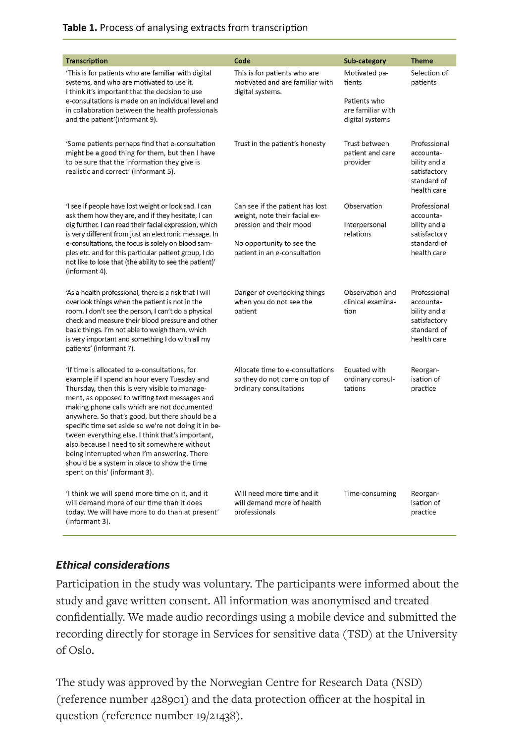**Table 1.** Process of analysing extracts from transcription

| Transcription | Code | Sub-category | Theme |
|---|---|---|---|
| 'This is for patients who are familiar with digital systems, and who are motivated to use it. I think it's important that the decision to use e-consultations is made on an individual level and in collaboration between the health professionals and the patient'(informant 9). | This is for patients who are motivated and are familiar with digital systems. | Motivated patients<br><br>Patients who are familiar with digital systems | Selection of patients |
| 'Some patients perhaps find that e-consultation might be a good thing for them, but then I have to be sure that the information they give is realistic and correct' (informant 5). | Trust in the patient's honesty | Trust between patient and care provider | Professional accountability and a satisfactory standard of health care |
| 'I see if people have lost weight or look sad. I can ask them how they are, and if they hesitate, I can dig further. I can read their facial expression, which is very different from just an electronic message. In e-consultations, the focus is solely on blood samples etc. and for this particular patient group, I do not like to lose that (the ability to see the patient)' (informant 4). | Can see if the patient has lost weight, note their facial expression and their mood<br><br>No opportunity to see the patient in an e-consultation | Observation<br><br>Interpersonal relations | Professional accountability and a satisfactory standard of health care |
| 'As a health professional, there is a risk that I will overlook things when the patient is not in the room. I don't see the person, I can't do a physical check and measure their blood pressure and other basic things. I'm not able to weigh them, which is very important and something I do with all my patients' (informant 7). | Danger of overlooking things when you do not see the patient | Observation and clinical examination | Professional accountability and a satisfactory standard of health care |
| 'If time is allocated to e-consultations, for example if I spend an hour every Tuesday and Thursday, then this is very visible to management, as opposed to writing text messages and making phone calls which are not documented anywhere. So that's good, but there should be a specific time set aside so we're not doing it in between everything else. I think that's important, also because I need to sit somewhere without being interrupted when I'm answering. There should be a system in place to show the time spent on this' (informant 3). | Allocate time to e-consultations so they do not come on top of ordinary consultations | Equated with ordinary consultations | Reorganisation of practice |
| 'I think we will spend more time on it, and it will demand more of our time than it does today. We will have more to do than at present' (informant 3). | Will need more time and it will demand more of health professionals | Time-consuming | Reorganisation of practice |

### *Ethical considerations*

Participation in the study was voluntary. The participants were informed about the study and gave written consent. All information was anonymised and treated confidentially. We made audio recordings using a mobile device and submitted the recording directly for storage in Services for sensitive data (TSD) at the University of Oslo.

The study was approved by the Norwegian Centre for Research Data (NSD) (reference number 428901) and the data protection officer at the hospital in question (reference number 19/21438).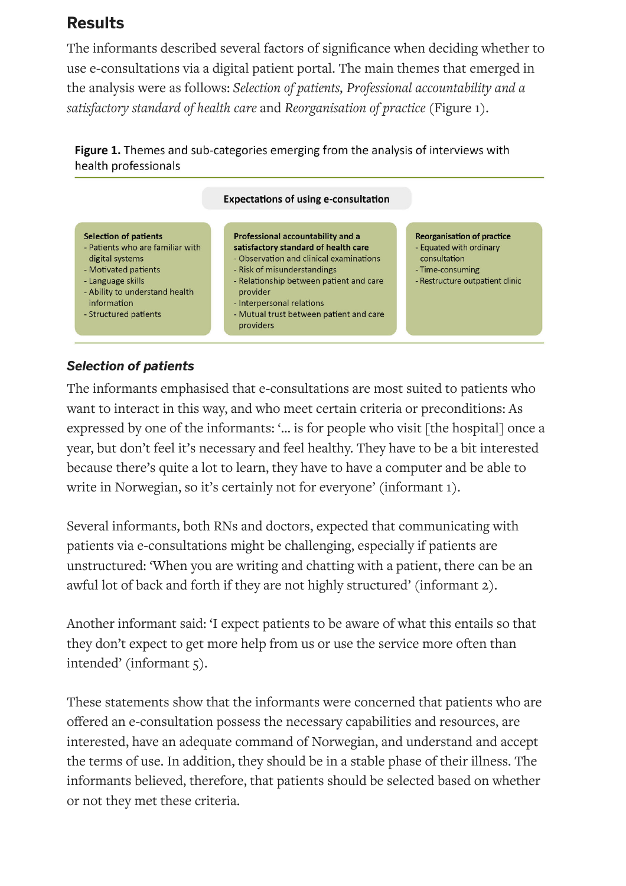## Results

The informants described several factors of significance when deciding whether to use e-consultations via a digital patient portal. The main themes that emerged in the analysis were as follows: *Selection of patients, Professional accountability and a satisfactory standard of health care* and *Reorganisation of practice* (Figure 1).

**Figure 1.** Themes and sub-categories emerging from the analysis of interviews with health professionals

**Expectations of using e-consultation**

| Selection of patients | Professional accountability and a satisfactory standard of health care | Reorganisation of practice |
|---|---|---|
| - Patients who are familiar with digital systems<br>- Motivated patients<br>- Language skills<br>- Ability to understand health information<br>- Structured patients | - Observation and clinical examinations<br>- Risk of misunderstandings<br>- Relationship between patient and care provider<br>- Interpersonal relations<br>- Mutual trust between patient and care providers | - Equated with ordinary consultation<br>- Time-consuming<br>- Restructure outpatient clinic |

### *Selection of patients*

The informants emphasised that e-consultations are most suited to patients who want to interact in this way, and who meet certain criteria or preconditions: As expressed by one of the informants: '… is for people who visit [the hospital] once a year, but don't feel it's necessary and feel healthy. They have to be a bit interested because there's quite a lot to learn, they have to have a computer and be able to write in Norwegian, so it's certainly not for everyone' (informant 1).

Several informants, both RNs and doctors, expected that communicating with patients via e-consultations might be challenging, especially if patients are unstructured: 'When you are writing and chatting with a patient, there can be an awful lot of back and forth if they are not highly structured' (informant 2).

Another informant said: 'I expect patients to be aware of what this entails so that they don't expect to get more help from us or use the service more often than intended' (informant 5).

These statements show that the informants were concerned that patients who are offered an e-consultation possess the necessary capabilities and resources, are interested, have an adequate command of Norwegian, and understand and accept the terms of use. In addition, they should be in a stable phase of their illness. The informants believed, therefore, that patients should be selected based on whether or not they met these criteria.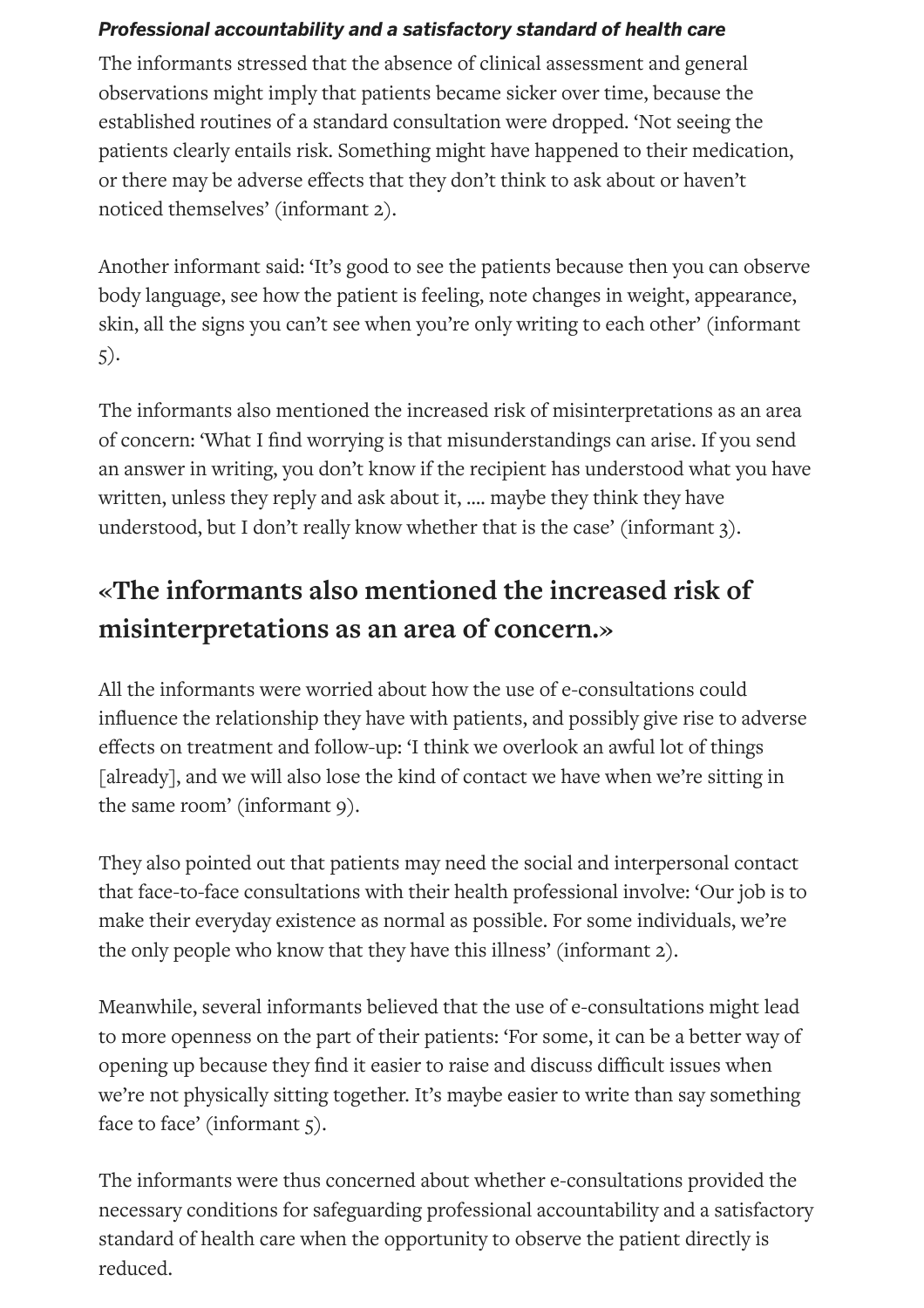***Professional accountability and a satisfactory standard of health care***

The informants stressed that the absence of clinical assessment and general observations might imply that patients became sicker over time, because the established routines of a standard consultation were dropped. 'Not seeing the patients clearly entails risk. Something might have happened to their medication, or there may be adverse effects that they don't think to ask about or haven't noticed themselves' (informant 2).

Another informant said: 'It's good to see the patients because then you can observe body language, see how the patient is feeling, note changes in weight, appearance, skin, all the signs you can't see when you're only writing to each other' (informant 5).

The informants also mentioned the increased risk of misinterpretations as an area of concern: 'What I find worrying is that misunderstandings can arise. If you send an answer in writing, you don't know if the recipient has understood what you have written, unless they reply and ask about it, .... maybe they think they have understood, but I don't really know whether that is the case' (informant 3).

## «The informants also mentioned the increased risk of misinterpretations as an area of concern.»

All the informants were worried about how the use of e-consultations could influence the relationship they have with patients, and possibly give rise to adverse effects on treatment and follow-up: 'I think we overlook an awful lot of things [already], and we will also lose the kind of contact we have when we're sitting in the same room' (informant 9).

They also pointed out that patients may need the social and interpersonal contact that face-to-face consultations with their health professional involve: 'Our job is to make their everyday existence as normal as possible. For some individuals, we're the only people who know that they have this illness' (informant 2).

Meanwhile, several informants believed that the use of e-consultations might lead to more openness on the part of their patients: 'For some, it can be a better way of opening up because they find it easier to raise and discuss difficult issues when we're not physically sitting together. It's maybe easier to write than say something face to face' (informant 5).

The informants were thus concerned about whether e-consultations provided the necessary conditions for safeguarding professional accountability and a satisfactory standard of health care when the opportunity to observe the patient directly is reduced.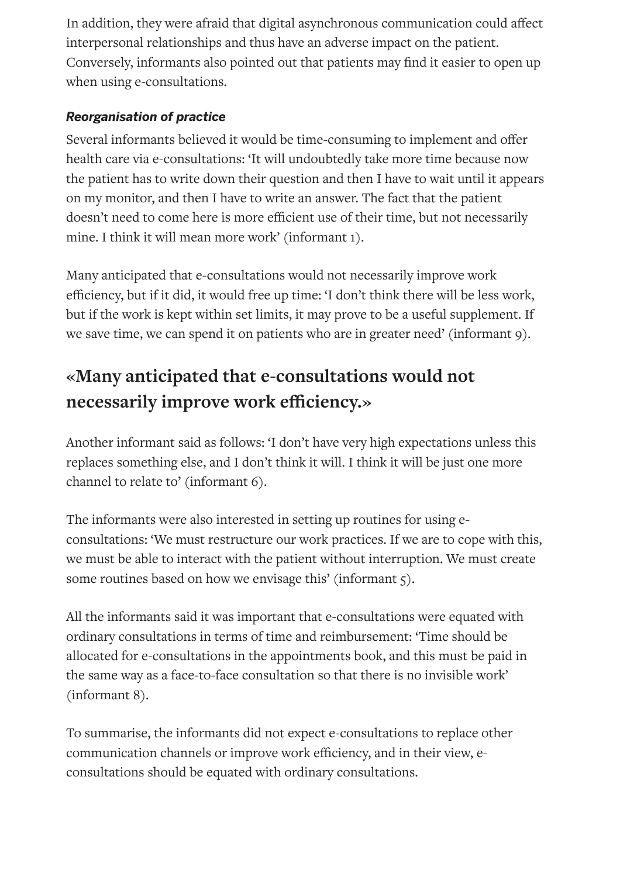In addition, they were afraid that digital asynchronous communication could affect interpersonal relationships and thus have an adverse impact on the patient. Conversely, informants also pointed out that patients may find it easier to open up when using e-consultations.

### ***Reorganisation of practice***

Several informants believed it would be time-consuming to implement and offer health care via e-consultations: 'It will undoubtedly take more time because now the patient has to write down their question and then I have to wait until it appears on my monitor, and then I have to write an answer. The fact that the patient doesn't need to come here is more efficient use of their time, but not necessarily mine. I think it will mean more work' (informant 1).

Many anticipated that e-consultations would not necessarily improve work efficiency, but if it did, it would free up time: 'I don't think there will be less work, but if the work is kept within set limits, it may prove to be a useful supplement. If we save time, we can spend it on patients who are in greater need' (informant 9).

## «Many anticipated that e-consultations would not necessarily improve work efficiency.»

Another informant said as follows: 'I don't have very high expectations unless this replaces something else, and I don't think it will. I think it will be just one more channel to relate to' (informant 6).

The informants were also interested in setting up routines for using e-consultations: 'We must restructure our work practices. If we are to cope with this, we must be able to interact with the patient without interruption. We must create some routines based on how we envisage this' (informant 5).

All the informants said it was important that e-consultations were equated with ordinary consultations in terms of time and reimbursement: 'Time should be allocated for e-consultations in the appointments book, and this must be paid in the same way as a face-to-face consultation so that there is no invisible work' (informant 8).

To summarise, the informants did not expect e-consultations to replace other communication channels or improve work efficiency, and in their view, e-consultations should be equated with ordinary consultations.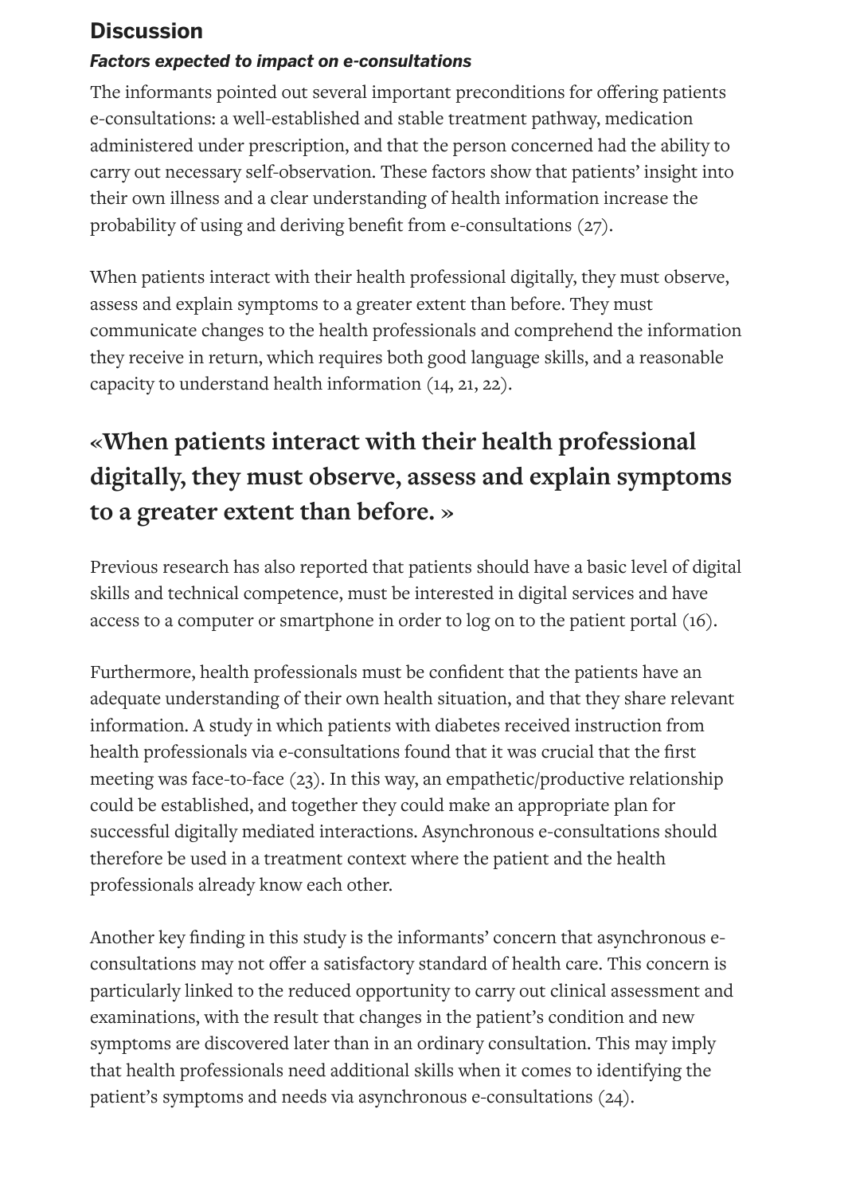## Discussion

### *Factors expected to impact on e-consultations*

The informants pointed out several important preconditions for offering patients e-consultations: a well-established and stable treatment pathway, medication administered under prescription, and that the person concerned had the ability to carry out necessary self-observation. These factors show that patients' insight into their own illness and a clear understanding of health information increase the probability of using and deriving benefit from e-consultations (27).

When patients interact with their health professional digitally, they must observe, assess and explain symptoms to a greater extent than before. They must communicate changes to the health professionals and comprehend the information they receive in return, which requires both good language skills, and a reasonable capacity to understand health information (14, 21, 22).

> **«When patients interact with their health professional digitally, they must observe, assess and explain symptoms to a greater extent than before. »**

Previous research has also reported that patients should have a basic level of digital skills and technical competence, must be interested in digital services and have access to a computer or smartphone in order to log on to the patient portal (16).

Furthermore, health professionals must be confident that the patients have an adequate understanding of their own health situation, and that they share relevant information. A study in which patients with diabetes received instruction from health professionals via e-consultations found that it was crucial that the first meeting was face-to-face (23). In this way, an empathetic/productive relationship could be established, and together they could make an appropriate plan for successful digitally mediated interactions. Asynchronous e-consultations should therefore be used in a treatment context where the patient and the health professionals already know each other.

Another key finding in this study is the informants' concern that asynchronous e-consultations may not offer a satisfactory standard of health care. This concern is particularly linked to the reduced opportunity to carry out clinical assessment and examinations, with the result that changes in the patient's condition and new symptoms are discovered later than in an ordinary consultation. This may imply that health professionals need additional skills when it comes to identifying the patient's symptoms and needs via asynchronous e-consultations (24).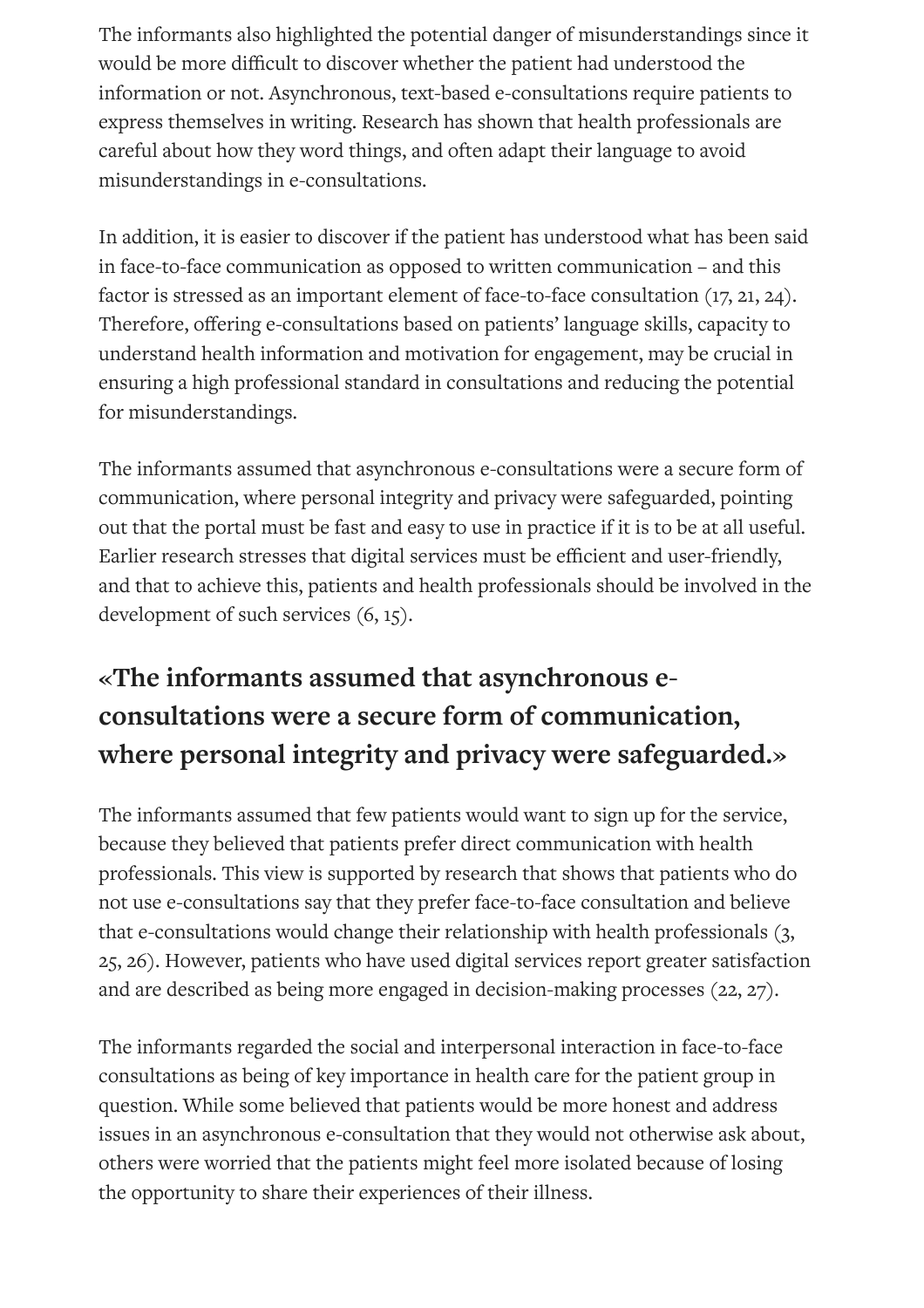The informants also highlighted the potential danger of misunderstandings since it would be more difficult to discover whether the patient had understood the information or not. Asynchronous, text-based e-consultations require patients to express themselves in writing. Research has shown that health professionals are careful about how they word things, and often adapt their language to avoid misunderstandings in e-consultations.

In addition, it is easier to discover if the patient has understood what has been said in face-to-face communication as opposed to written communication – and this factor is stressed as an important element of face-to-face consultation (17, 21, 24). Therefore, offering e-consultations based on patients' language skills, capacity to understand health information and motivation for engagement, may be crucial in ensuring a high professional standard in consultations and reducing the potential for misunderstandings.

The informants assumed that asynchronous e-consultations were a secure form of communication, where personal integrity and privacy were safeguarded, pointing out that the portal must be fast and easy to use in practice if it is to be at all useful. Earlier research stresses that digital services must be efficient and user-friendly, and that to achieve this, patients and health professionals should be involved in the development of such services (6, 15).

## «The informants assumed that asynchronous e-consultations were a secure form of communication, where personal integrity and privacy were safeguarded.»

The informants assumed that few patients would want to sign up for the service, because they believed that patients prefer direct communication with health professionals. This view is supported by research that shows that patients who do not use e-consultations say that they prefer face-to-face consultation and believe that e-consultations would change their relationship with health professionals (3, 25, 26). However, patients who have used digital services report greater satisfaction and are described as being more engaged in decision-making processes (22, 27).

The informants regarded the social and interpersonal interaction in face-to-face consultations as being of key importance in health care for the patient group in question. While some believed that patients would be more honest and address issues in an asynchronous e-consultation that they would not otherwise ask about, others were worried that the patients might feel more isolated because of losing the opportunity to share their experiences of their illness.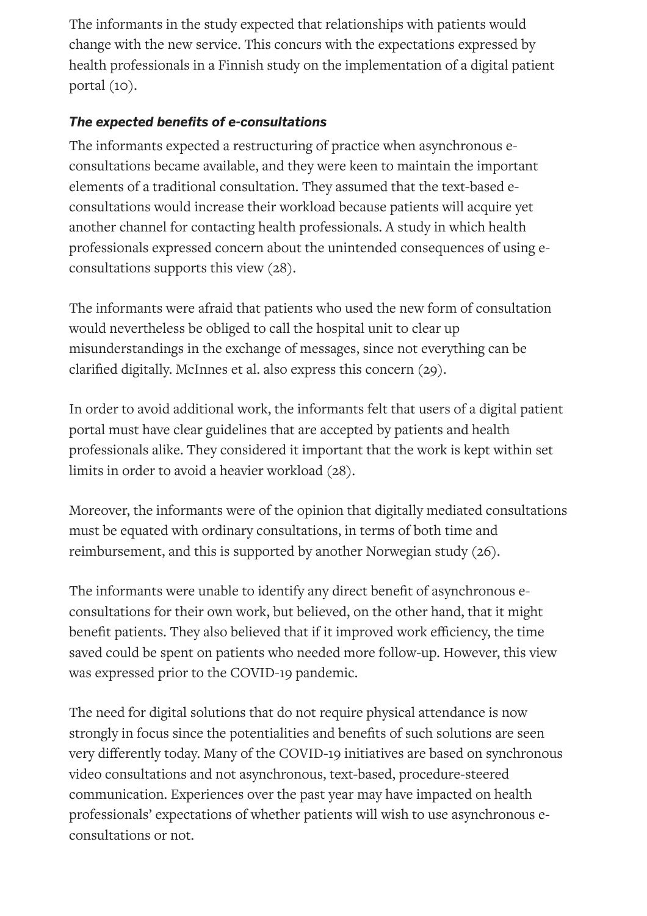The informants in the study expected that relationships with patients would change with the new service. This concurs with the expectations expressed by health professionals in a Finnish study on the implementation of a digital patient portal (10).

### *The expected benefits of e-consultations*

The informants expected a restructuring of practice when asynchronous e-consultations became available, and they were keen to maintain the important elements of a traditional consultation. They assumed that the text-based e-consultations would increase their workload because patients will acquire yet another channel for contacting health professionals. A study in which health professionals expressed concern about the unintended consequences of using e-consultations supports this view (28).

The informants were afraid that patients who used the new form of consultation would nevertheless be obliged to call the hospital unit to clear up misunderstandings in the exchange of messages, since not everything can be clarified digitally. McInnes et al. also express this concern (29).

In order to avoid additional work, the informants felt that users of a digital patient portal must have clear guidelines that are accepted by patients and health professionals alike. They considered it important that the work is kept within set limits in order to avoid a heavier workload (28).

Moreover, the informants were of the opinion that digitally mediated consultations must be equated with ordinary consultations, in terms of both time and reimbursement, and this is supported by another Norwegian study (26).

The informants were unable to identify any direct benefit of asynchronous e-consultations for their own work, but believed, on the other hand, that it might benefit patients. They also believed that if it improved work efficiency, the time saved could be spent on patients who needed more follow-up. However, this view was expressed prior to the COVID-19 pandemic.

The need for digital solutions that do not require physical attendance is now strongly in focus since the potentialities and benefits of such solutions are seen very differently today. Many of the COVID-19 initiatives are based on synchronous video consultations and not asynchronous, text-based, procedure-steered communication. Experiences over the past year may have impacted on health professionals' expectations of whether patients will wish to use asynchronous e-consultations or not.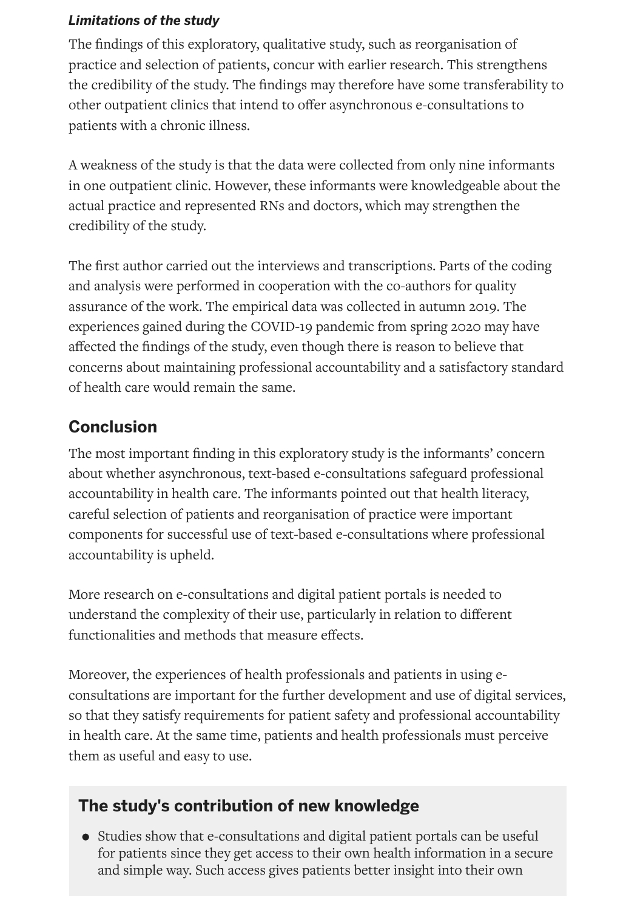### *Limitations of the study*

The findings of this exploratory, qualitative study, such as reorganisation of practice and selection of patients, concur with earlier research. This strengthens the credibility of the study. The findings may therefore have some transferability to other outpatient clinics that intend to offer asynchronous e-consultations to patients with a chronic illness.

A weakness of the study is that the data were collected from only nine informants in one outpatient clinic. However, these informants were knowledgeable about the actual practice and represented RNs and doctors, which may strengthen the credibility of the study.

The first author carried out the interviews and transcriptions. Parts of the coding and analysis were performed in cooperation with the co-authors for quality assurance of the work. The empirical data was collected in autumn 2019. The experiences gained during the COVID-19 pandemic from spring 2020 may have affected the findings of the study, even though there is reason to believe that concerns about maintaining professional accountability and a satisfactory standard of health care would remain the same.

## Conclusion

The most important finding in this exploratory study is the informants' concern about whether asynchronous, text-based e-consultations safeguard professional accountability in health care. The informants pointed out that health literacy, careful selection of patients and reorganisation of practice were important components for successful use of text-based e-consultations where professional accountability is upheld.

More research on e-consultations and digital patient portals is needed to understand the complexity of their use, particularly in relation to different functionalities and methods that measure effects.

Moreover, the experiences of health professionals and patients in using e-consultations are important for the further development and use of digital services, so that they satisfy requirements for patient safety and professional accountability in health care. At the same time, patients and health professionals must perceive them as useful and easy to use.

## The study's contribution of new knowledge

- Studies show that e-consultations and digital patient portals can be useful for patients since they get access to their own health information in a secure and simple way. Such access gives patients better insight into their own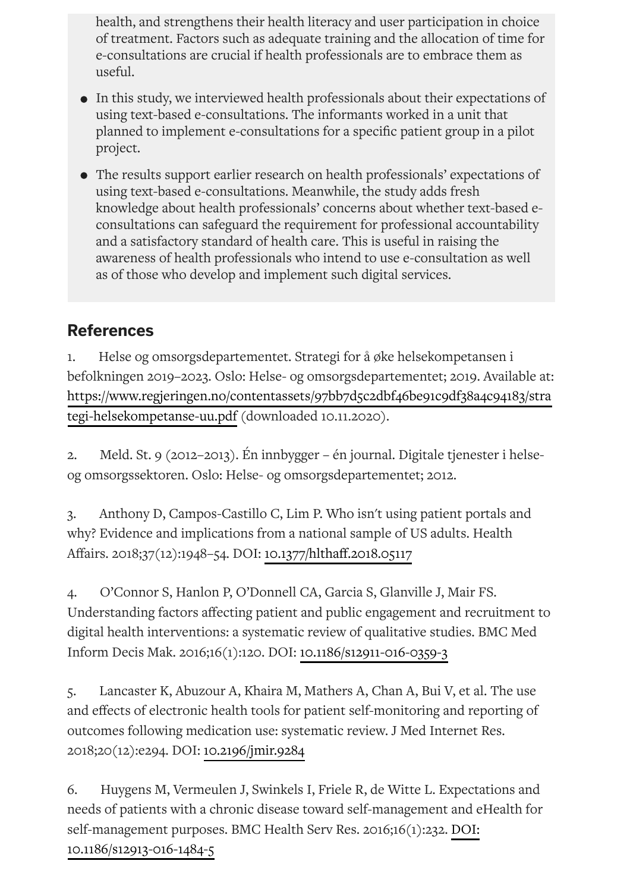health, and strengthens their health literacy and user participation in choice of treatment. Factors such as adequate training and the allocation of time for e-consultations are crucial if health professionals are to embrace them as useful.

- In this study, we interviewed health professionals about their expectations of using text-based e-consultations. The informants worked in a unit that planned to implement e-consultations for a specific patient group in a pilot project.
- The results support earlier research on health professionals' expectations of using text-based e-consultations. Meanwhile, the study adds fresh knowledge about health professionals' concerns about whether text-based e-consultations can safeguard the requirement for professional accountability and a satisfactory standard of health care. This is useful in raising the awareness of health professionals who intend to use e-consultation as well as of those who develop and implement such digital services.

## References

1. Helse og omsorgsdepartementet. Strategi for å øke helsekompetansen i befolkningen 2019–2023. Oslo: Helse- og omsorgsdepartementet; 2019. Available at: https://www.regjeringen.no/contentassets/97bb7d5c2dbf46be91c9df38a4c94183/strategi-helsekompetanse-uu.pdf (downloaded 10.11.2020).

2. Meld. St. 9 (2012–2013). Én innbygger – én journal. Digitale tjenester i helse- og omsorgssektoren. Oslo: Helse- og omsorgsdepartementet; 2012.

3. Anthony D, Campos-Castillo C, Lim P. Who isn't using patient portals and why? Evidence and implications from a national sample of US adults. Health Affairs. 2018;37(12):1948–54. DOI: 10.1377/hlthaff.2018.05117

4. O'Connor S, Hanlon P, O'Donnell CA, Garcia S, Glanville J, Mair FS. Understanding factors affecting patient and public engagement and recruitment to digital health interventions: a systematic review of qualitative studies. BMC Med Inform Decis Mak. 2016;16(1):120. DOI: 10.1186/s12911-016-0359-3

5. Lancaster K, Abuzour A, Khaira M, Mathers A, Chan A, Bui V, et al. The use and effects of electronic health tools for patient self-monitoring and reporting of outcomes following medication use: systematic review. J Med Internet Res. 2018;20(12):e294. DOI: 10.2196/jmir.9284

6. Huygens M, Vermeulen J, Swinkels I, Friele R, de Witte L. Expectations and needs of patients with a chronic disease toward self-management and eHealth for self-management purposes. BMC Health Serv Res. 2016;16(1):232. DOI: 10.1186/s12913-016-1484-5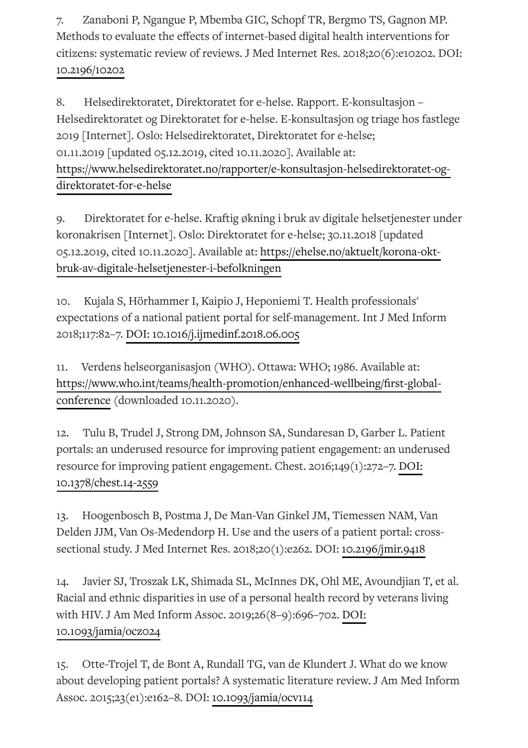7. Zanaboni P, Ngangue P, Mbemba GIC, Schopf TR, Bergmo TS, Gagnon MP. Methods to evaluate the effects of internet-based digital health interventions for citizens: systematic review of reviews. J Med Internet Res. 2018;20(6):e10202. DOI: 10.2196/10202

8. Helsedirektoratet, Direktoratet for e-helse. Rapport. E-konsultasjon – Helsedirektoratet og Direktoratet for e-helse. E-konsultasjon og triage hos fastlege 2019 [Internet]. Oslo: Helsedirektoratet, Direktoratet for e-helse; 01.11.2019 [updated 05.12.2019, cited 10.11.2020]. Available at: https://www.helsedirektoratet.no/rapporter/e-konsultasjon-helsedirektoratet-og-direktoratet-for-e-helse

9. Direktoratet for e-helse. Kraftig økning i bruk av digitale helsetjenester under koronakrisen [Internet]. Oslo: Direktoratet for e-helse; 30.11.2018 [updated 05.12.2019, cited 10.11.2020]. Available at: https://ehelse.no/aktuelt/korona-okt-bruk-av-digitale-helsetjenester-i-befolkningen

10. Kujala S, Hörhammer I, Kaipio J, Heponiemi T. Health professionals' expectations of a national patient portal for self-management. Int J Med Inform 2018;117:82–7. DOI: 10.1016/j.ijmedinf.2018.06.005

11. Verdens helseorganisasjon (WHO). Ottawa: WHO; 1986. Available at: https://www.who.int/teams/health-promotion/enhanced-wellbeing/first-global-conference (downloaded 10.11.2020).

12. Tulu B, Trudel J, Strong DM, Johnson SA, Sundaresan D, Garber L. Patient portals: an underused resource for improving patient engagement: an underused resource for improving patient engagement. Chest. 2016;149(1):272–7. DOI: 10.1378/chest.14-2559

13. Hoogenbosch B, Postma J, De Man-Van Ginkel JM, Tiemessen NAM, Van Delden JJM, Van Os-Medendorp H. Use and the users of a patient portal: cross-sectional study. J Med Internet Res. 2018;20(1):e262. DOI: 10.2196/jmir.9418

14. Javier SJ, Troszak LK, Shimada SL, McInnes DK, Ohl ME, Avoundjian T, et al. Racial and ethnic disparities in use of a personal health record by veterans living with HIV. J Am Med Inform Assoc. 2019;26(8–9):696–702. DOI: 10.1093/jamia/ocz024

15. Otte-Trojel T, de Bont A, Rundall TG, van de Klundert J. What do we know about developing patient portals? A systematic literature review. J Am Med Inform Assoc. 2015;23(e1):e162–8. DOI: 10.1093/jamia/ocv114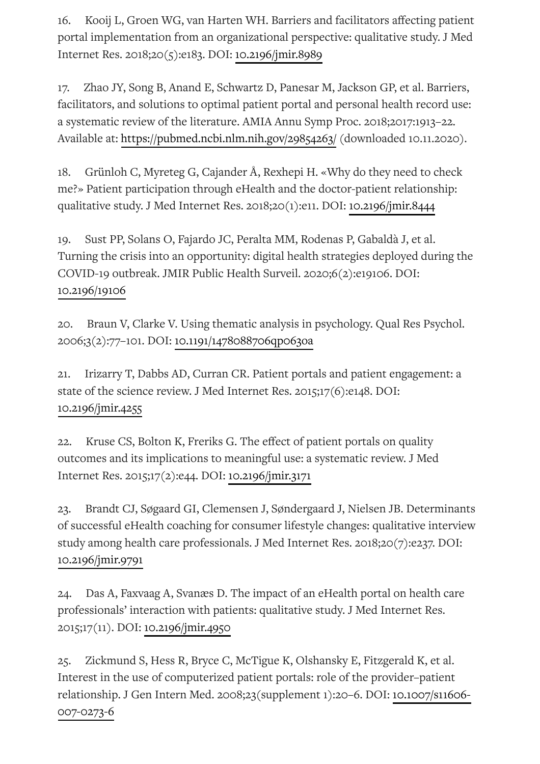16. Kooij L, Groen WG, van Harten WH. Barriers and facilitators affecting patient portal implementation from an organizational perspective: qualitative study. J Med Internet Res. 2018;20(5):e183. DOI: 10.2196/jmir.8989

17. Zhao JY, Song B, Anand E, Schwartz D, Panesar M, Jackson GP, et al. Barriers, facilitators, and solutions to optimal patient portal and personal health record use: a systematic review of the literature. AMIA Annu Symp Proc. 2018;2017:1913–22. Available at: https://pubmed.ncbi.nlm.nih.gov/29854263/ (downloaded 10.11.2020).

18. Grünloh C, Myreteg G, Cajander Å, Rexhepi H. «Why do they need to check me?» Patient participation through eHealth and the doctor-patient relationship: qualitative study. J Med Internet Res. 2018;20(1):e11. DOI: 10.2196/jmir.8444

19. Sust PP, Solans O, Fajardo JC, Peralta MM, Rodenas P, Gabaldà J, et al. Turning the crisis into an opportunity: digital health strategies deployed during the COVID-19 outbreak. JMIR Public Health Surveil. 2020;6(2):e19106. DOI: 10.2196/19106

20. Braun V, Clarke V. Using thematic analysis in psychology. Qual Res Psychol. 2006;3(2):77–101. DOI: 10.1191/1478088706qp063oa

21. Irizarry T, Dabbs AD, Curran CR. Patient portals and patient engagement: a state of the science review. J Med Internet Res. 2015;17(6):e148. DOI: 10.2196/jmir.4255

22. Kruse CS, Bolton K, Freriks G. The effect of patient portals on quality outcomes and its implications to meaningful use: a systematic review. J Med Internet Res. 2015;17(2):e44. DOI: 10.2196/jmir.3171

23. Brandt CJ, Søgaard GI, Clemensen J, Søndergaard J, Nielsen JB. Determinants of successful eHealth coaching for consumer lifestyle changes: qualitative interview study among health care professionals. J Med Internet Res. 2018;20(7):e237. DOI: 10.2196/jmir.9791

24. Das A, Faxvaag A, Svanæs D. The impact of an eHealth portal on health care professionals' interaction with patients: qualitative study. J Med Internet Res. 2015;17(11). DOI: 10.2196/jmir.4950

25. Zickmund S, Hess R, Bryce C, McTigue K, Olshansky E, Fitzgerald K, et al. Interest in the use of computerized patient portals: role of the provider–patient relationship. J Gen Intern Med. 2008;23(supplement 1):20–6. DOI: 10.1007/s11606-007-0273-6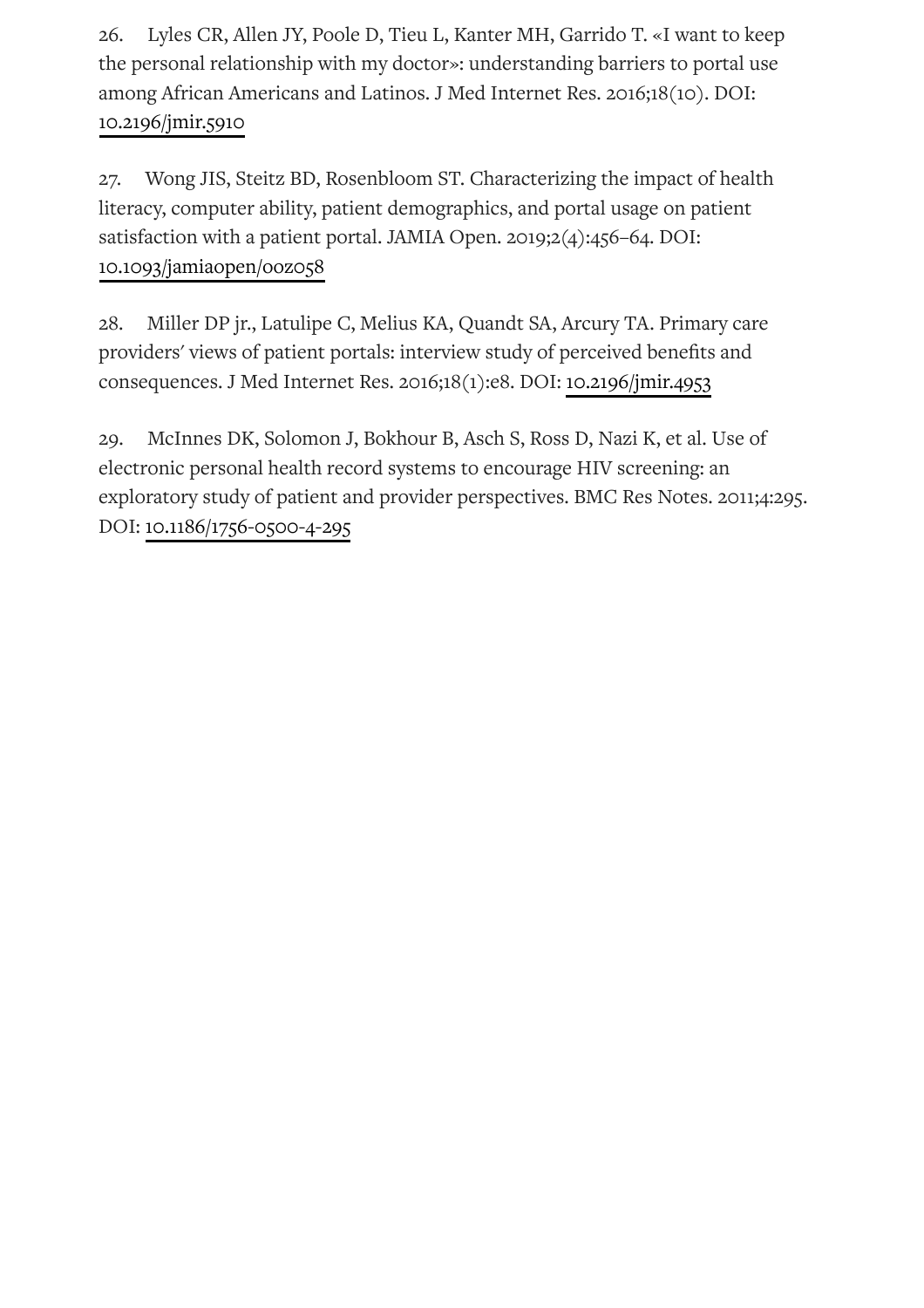26. Lyles CR, Allen JY, Poole D, Tieu L, Kanter MH, Garrido T. «I want to keep the personal relationship with my doctor»: understanding barriers to portal use among African Americans and Latinos. J Med Internet Res. 2016;18(10). DOI: 10.2196/jmir.5910

27. Wong JIS, Steitz BD, Rosenbloom ST. Characterizing the impact of health literacy, computer ability, patient demographics, and portal usage on patient satisfaction with a patient portal. JAMIA Open. 2019;2(4):456–64. DOI: 10.1093/jamiaopen/ooz058

28. Miller DP jr., Latulipe C, Melius KA, Quandt SA, Arcury TA. Primary care providers' views of patient portals: interview study of perceived benefits and consequences. J Med Internet Res. 2016;18(1):e8. DOI: 10.2196/jmir.4953

29. McInnes DK, Solomon J, Bokhour B, Asch S, Ross D, Nazi K, et al. Use of electronic personal health record systems to encourage HIV screening: an exploratory study of patient and provider perspectives. BMC Res Notes. 2011;4:295. DOI: 10.1186/1756-0500-4-295